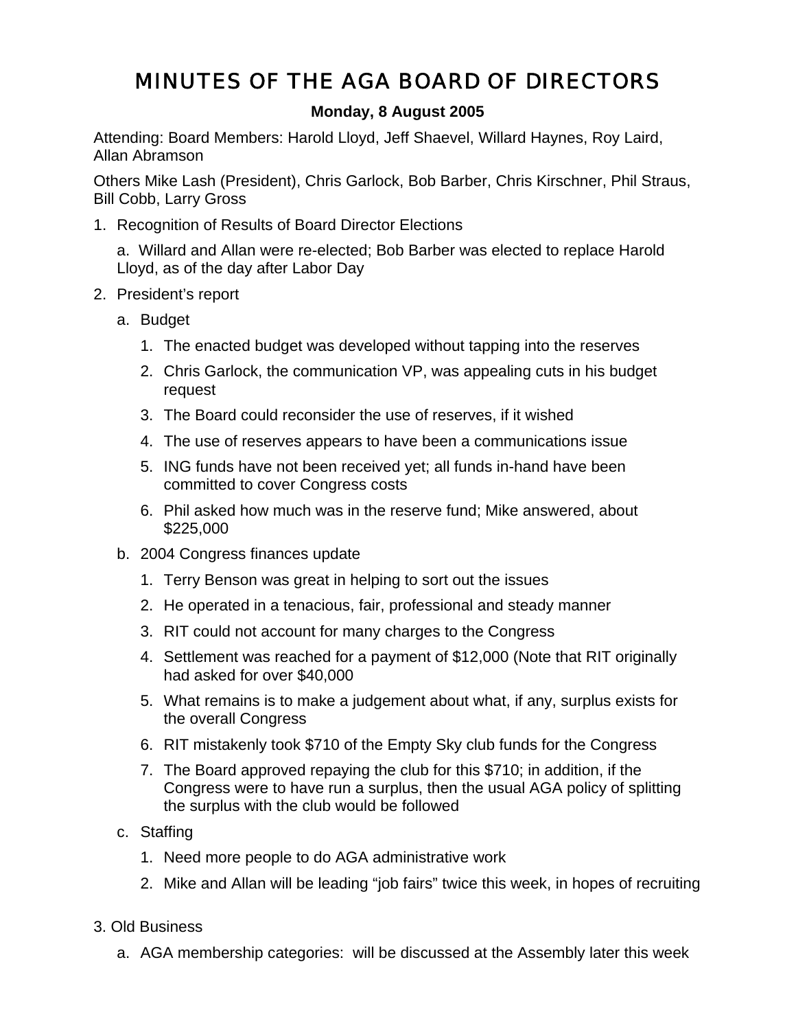# MINUTES OF THE AGA BOARD OF DIRECTORS

**Monday, 8 August 2005**

Attending: Board Members: Harold Lloyd, Jeff Shaevel, Willard Haynes, Roy Laird, Allan Abramson

Others Mike Lash (President), Chris Garlock, Bob Barber, Chris Kirschner, Phil Straus, Bill Cobb, Larry Gross

1. Recognition of Results of Board Director Elections

   a. Willard and Allan were re-elected; Bob Barber was elected to replace Harold Lloyd, as of the day after Labor Day

2. President's report

   a. Budget

      1. The enacted budget was developed without tapping into the reserves
      2. Chris Garlock, the communication VP, was appealing cuts in his budget request
      3. The Board could reconsider the use of reserves, if it wished
      4. The use of reserves appears to have been a communications issue
      5. ING funds have not been received yet; all funds in-hand have been committed to cover Congress costs
      6. Phil asked how much was in the reserve fund; Mike answered, about $225,000

   b. 2004 Congress finances update

      1. Terry Benson was great in helping to sort out the issues
      2. He operated in a tenacious, fair, professional and steady manner
      3. RIT could not account for many charges to the Congress
      4. Settlement was reached for a payment of $12,000 (Note that RIT originally had asked for over $40,000
      5. What remains is to make a judgement about what, if any, surplus exists for the overall Congress
      6. RIT mistakenly took $710 of the Empty Sky club funds for the Congress
      7. The Board approved repaying the club for this $710; in addition, if the Congress were to have run a surplus, then the usual AGA policy of splitting the surplus with the club would be followed

   c. Staffing

      1. Need more people to do AGA administrative work
      2. Mike and Allan will be leading "job fairs" twice this week, in hopes of recruiting

3. Old Business

   a. AGA membership categories: will be discussed at the Assembly later this week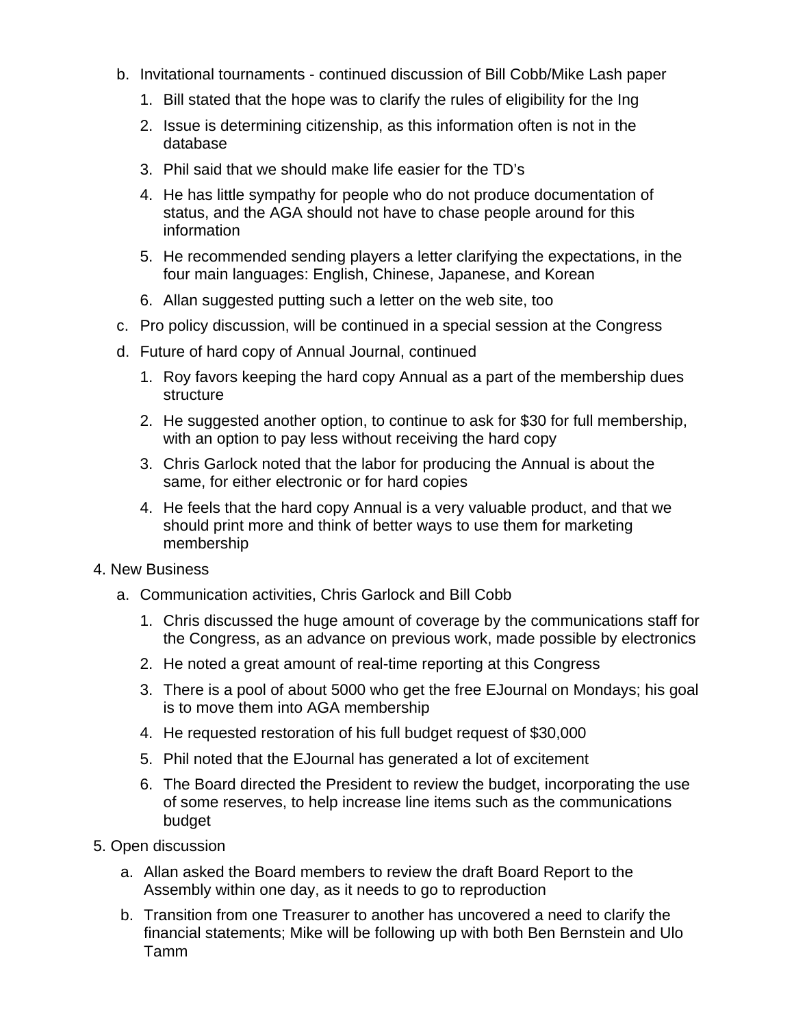b. Invitational tournaments - continued discussion of Bill Cobb/Mike Lash paper

   1. Bill stated that the hope was to clarify the rules of eligibility for the Ing
   2. Issue is determining citizenship, as this information often is not in the database
   3. Phil said that we should make life easier for the TD's
   4. He has little sympathy for people who do not produce documentation of status, and the AGA should not have to chase people around for this information
   5. He recommended sending players a letter clarifying the expectations, in the four main languages: English, Chinese, Japanese, and Korean
   6. Allan suggested putting such a letter on the web site, too

c. Pro policy discussion, will be continued in a special session at the Congress

d. Future of hard copy of Annual Journal, continued

   1. Roy favors keeping the hard copy Annual as a part of the membership dues structure
   2. He suggested another option, to continue to ask for $30 for full membership, with an option to pay less without receiving the hard copy
   3. Chris Garlock noted that the labor for producing the Annual is about the same, for either electronic or for hard copies
   4. He feels that the hard copy Annual is a very valuable product, and that we should print more and think of better ways to use them for marketing membership

4. New Business

   a. Communication activities, Chris Garlock and Bill Cobb

      1. Chris discussed the huge amount of coverage by the communications staff for the Congress, as an advance on previous work, made possible by electronics
      2. He noted a great amount of real-time reporting at this Congress
      3. There is a pool of about 5000 who get the free EJournal on Mondays; his goal is to move them into AGA membership
      4. He requested restoration of his full budget request of $30,000
      5. Phil noted that the EJournal has generated a lot of excitement
      6. The Board directed the President to review the budget, incorporating the use of some reserves, to help increase line items such as the communications budget

5. Open discussion

   a. Allan asked the Board members to review the draft Board Report to the Assembly within one day, as it needs to go to reproduction
   b. Transition from one Treasurer to another has uncovered a need to clarify the financial statements; Mike will be following up with both Ben Bernstein and Ulo Tamm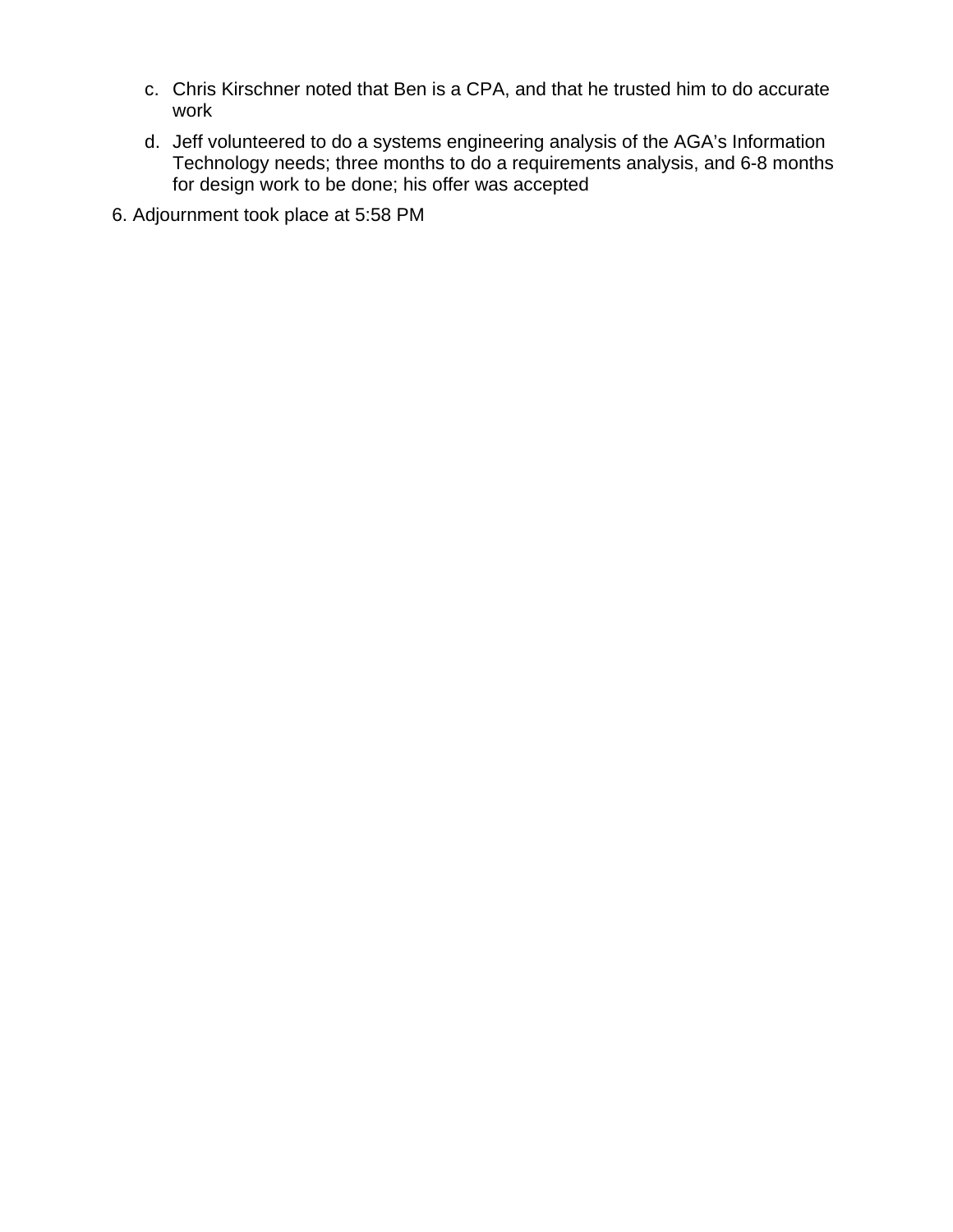c. Chris Kirschner noted that Ben is a CPA, and that he trusted him to do accurate work

d. Jeff volunteered to do a systems engineering analysis of the AGA's Information Technology needs; three months to do a requirements analysis, and 6-8 months for design work to be done; his offer was accepted

6. Adjournment took place at 5:58 PM